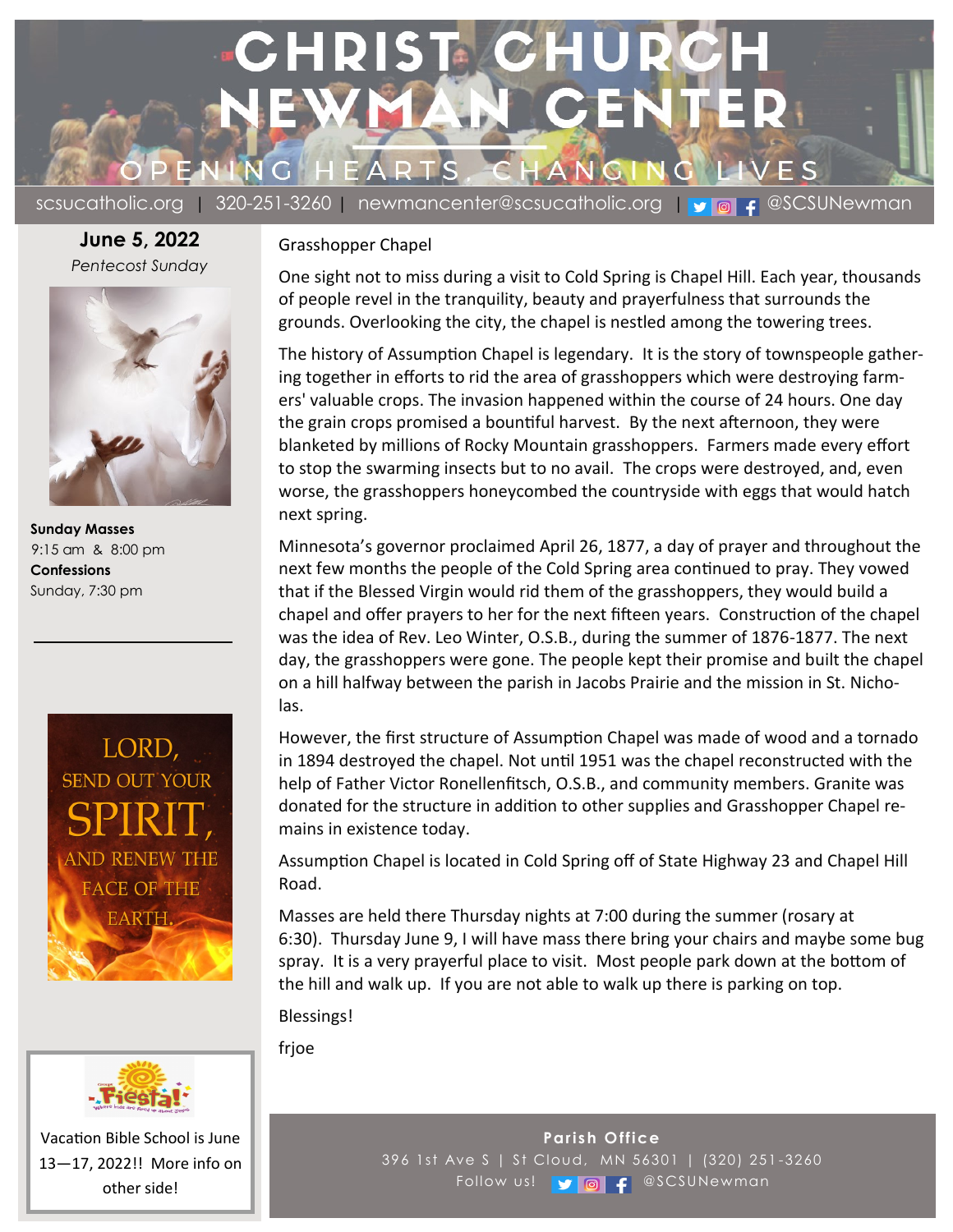# CHRIST CHURCH NEWMAN CENTER

OPENING HEARTS, CHANGING LIVES

scsucatholic.org | 320-251-3260 | newmancenter@scsucatholic.org | @SCSUNewman

**June 5, 2022**

*Pentecost Sunday*

**Sunday Masses**
9:15 am & 8:00 pm
**Confessions**
Sunday, 7:30 pm

LORD, SEND OUT YOUR SPIRIT, AND RENEW THE FACE OF THE EARTH.

Fiesta!

Vacation Bible School is June 13—17, 2022!! More info on other side!

## Grasshopper Chapel

One sight not to miss during a visit to Cold Spring is Chapel Hill. Each year, thousands of people revel in the tranquility, beauty and prayerfulness that surrounds the grounds. Overlooking the city, the chapel is nestled among the towering trees.

The history of Assumption Chapel is legendary. It is the story of townspeople gathering together in efforts to rid the area of grasshoppers which were destroying farmers' valuable crops. The invasion happened within the course of 24 hours. One day the grain crops promised a bountiful harvest. By the next afternoon, they were blanketed by millions of Rocky Mountain grasshoppers. Farmers made every effort to stop the swarming insects but to no avail. The crops were destroyed, and, even worse, the grasshoppers honeycombed the countryside with eggs that would hatch next spring.

Minnesota's governor proclaimed April 26, 1877, a day of prayer and throughout the next few months the people of the Cold Spring area continued to pray. They vowed that if the Blessed Virgin would rid them of the grasshoppers, they would build a chapel and offer prayers to her for the next fifteen years. Construction of the chapel was the idea of Rev. Leo Winter, O.S.B., during the summer of 1876-1877. The next day, the grasshoppers were gone. The people kept their promise and built the chapel on a hill halfway between the parish in Jacobs Prairie and the mission in St. Nicholas.

However, the first structure of Assumption Chapel was made of wood and a tornado in 1894 destroyed the chapel. Not until 1951 was the chapel reconstructed with the help of Father Victor Ronellenfitsch, O.S.B., and community members. Granite was donated for the structure in addition to other supplies and Grasshopper Chapel remains in existence today.

Assumption Chapel is located in Cold Spring off of State Highway 23 and Chapel Hill Road.

Masses are held there Thursday nights at 7:00 during the summer (rosary at 6:30). Thursday June 9, I will have mass there bring your chairs and maybe some bug spray. It is a very prayerful place to visit. Most people park down at the bottom of the hill and walk up. If you are not able to walk up there is parking on top.

Blessings!

frjoe

**Parish Office**
396 1st Ave S | St Cloud, MN 56301 | (320) 251-3260
Follow us! @SCSUNewman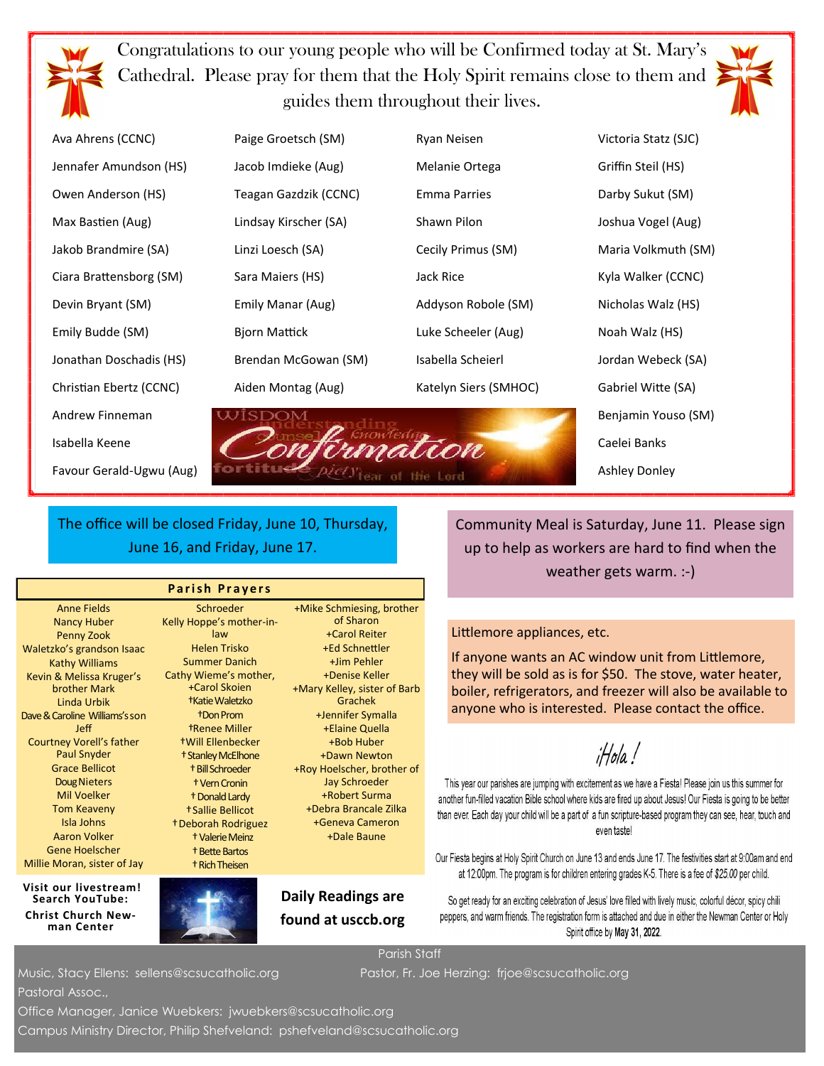Congratulations to our young people who will be Confirmed today at St. Mary's Cathedral. Please pray for them that the Holy Spirit remains close to them and guides them throughout their lives.

| | | | |
|---|---|---|---|
| Ava Ahrens (CCNC) | Paige Groetsch (SM) | Ryan Neisen | Victoria Statz (SJC) |
| Jennafer Amundson (HS) | Jacob Imdieke (Aug) | Melanie Ortega | Griffin Steil (HS) |
| Owen Anderson (HS) | Teagan Gazdzik (CCNC) | Emma Parries | Darby Sukut (SM) |
| Max Bastien (Aug) | Lindsay Kirscher (SA) | Shawn Pilon | Joshua Vogel (Aug) |
| Jakob Brandmire (SA) | Linzi Loesch (SA) | Cecily Primus (SM) | Maria Volkmuth (SM) |
| Ciara Brattensborg (SM) | Sara Maiers (HS) | Jack Rice | Kyla Walker (CCNC) |
| Devin Bryant (SM) | Emily Manar (Aug) | Addyson Robole (SM) | Nicholas Walz (HS) |
| Emily Budde (SM) | Bjorn Mattick | Luke Scheeler (Aug) | Noah Walz (HS) |
| Jonathan Doschadis (HS) | Brendan McGowan (SM) | Isabella Scheierl | Jordan Webeck (SA) |
| Christian Ebertz (CCNC) | Aiden Montag (Aug) | Katelyn Siers (SMHOC) | Gabriel Witte (SA) |
| Andrew Finneman | | | Benjamin Youso (SM) |
| Isabella Keene | | | Caelei Banks |
| Favour Gerald-Ugwu (Aug) | | | Ashley Donley |

The office will be closed Friday, June 10, Thursday, June 16, and Friday, June 17.

Community Meal is Saturday, June 11. Please sign up to help as workers are hard to find when the weather gets warm. :-)

## Parish Prayers

Anne Fields
Nancy Huber
Penny Zook
Waletzko's grandson Isaac
Kathy Williams
Kevin & Melissa Kruger's brother Mark
Linda Urbik
Dave & Caroline Williams's son Jeff
Courtney Vorell's father
Paul Snyder
Grace Bellicot
Doug Nieters
Mil Voelker
Tom Keaveny
Isla Johns
Aaron Volker
Gene Hoelscher
Millie Moran, sister of Jay Schroeder
Kelly Hoppe's mother-in-law
Helen Trisko
Summer Danich
Cathy Wieme's mother,
+Carol Skoien
†Katie Waletzko
†Don Prom
†Renee Miller
†Will Ellenbecker
†Stanley McElhone
†Bill Schroeder
†Vern Cronin
†Donald Lardy
†Sallie Bellicot
†Deborah Rodriguez
†Valerie Meinz
†Bette Bartos
†Rich Theisen
+Mike Schmiesing, brother of Sharon
+Carol Reiter
+Ed Schnettler
+Jim Pehler
+Denise Keller
+Mary Kelley, sister of Barb Grachek
+Jennifer Symalla
+Elaine Quella
+Bob Huber
+Dawn Newton
+Roy Hoelscher, brother of Jay Schroeder
+Robert Surma
+Debra Brancale Zilka
+Geneva Cameron
+Dale Baune

**Visit our livestream! Search YouTube: Christ Church Newman Center**

**Daily Readings are found at usccb.org**

Littlemore appliances, etc.

If anyone wants an AC window unit from Littlemore, they will be sold as is for $50. The stove, water heater, boiler, refrigerators, and freezer will also be available to anyone who is interested. Please contact the office.

## ¡Hola!

This year our parishes are jumping with excitement as we have a Fiesta! Please join us this summer for another fun-filled vacation Bible school where kids are fired up about Jesus! Our Fiesta is going to be better than ever. Each day your child will be a part of a fun scripture-based program they can see, hear, touch and even taste!

Our Fiesta begins at Holy Spirit Church on June 13 and ends June 17. The festivities start at 9:00am and end at 12:00pm. The program is for children entering grades K-5. There is a fee of *$25.00* per child.

So get ready for an exciting celebration of Jesus' love filled with lively music, colorful décor, spicy chili peppers, and warm friends. The registration form is attached and due in either the Newman Center or Holy Spirit office by **May 31, 2022**.

Parish Staff

Pastor, Fr. Joe Herzing: frjoe@scsucatholic.org
Music, Stacy Ellens: sellens@scsucatholic.org
Pastoral Assoc.,
Office Manager, Janice Wuebkers: jwuebkers@scsucatholic.org
Campus Ministry Director, Philip Shefveland: pshefveland@scsucatholic.org